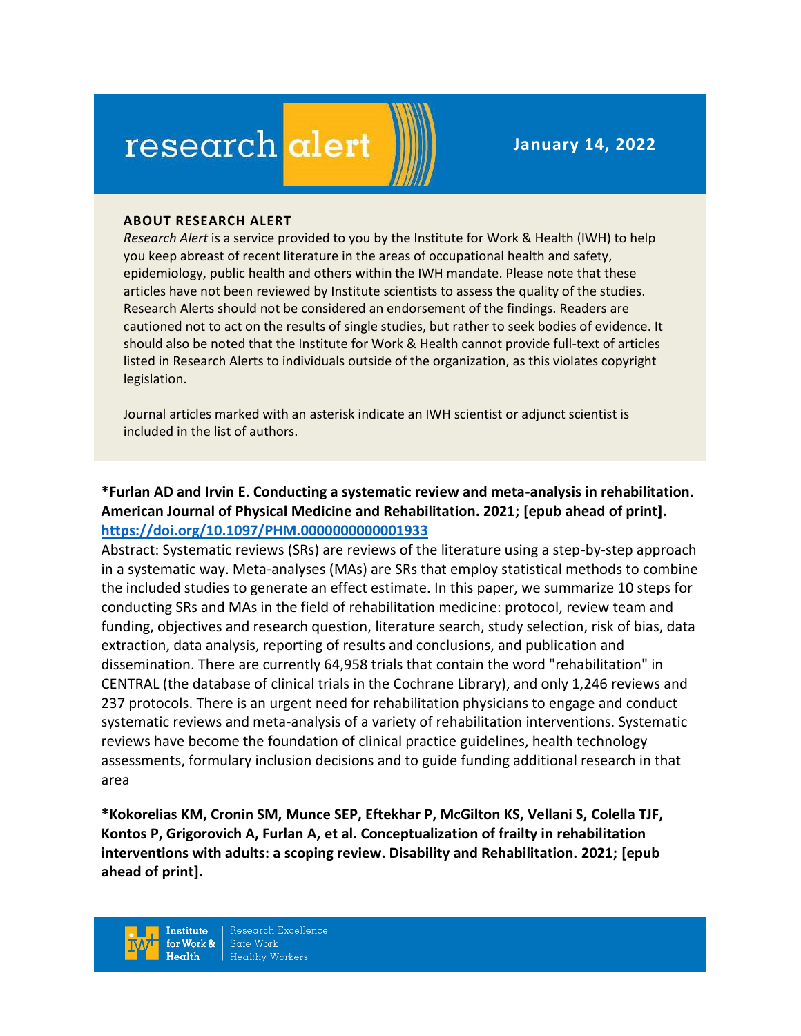# research alert

**January 14, 2022**

**ABOUT RESEARCH ALERT**

*Research Alert* is a service provided to you by the Institute for Work & Health (IWH) to help you keep abreast of recent literature in the areas of occupational health and safety, epidemiology, public health and others within the IWH mandate. Please note that these articles have not been reviewed by Institute scientists to assess the quality of the studies. Research Alerts should not be considered an endorsement of the findings. Readers are cautioned not to act on the results of single studies, but rather to seek bodies of evidence. It should also be noted that the Institute for Work & Health cannot provide full-text of articles listed in Research Alerts to individuals outside of the organization, as this violates copyright legislation.

Journal articles marked with an asterisk indicate an IWH scientist or adjunct scientist is included in the list of authors.

**\*Furlan AD and Irvin E. Conducting a systematic review and meta-analysis in rehabilitation. American Journal of Physical Medicine and Rehabilitation. 2021; [epub ahead of print]. https://doi.org/10.1097/PHM.0000000000001933**

Abstract: Systematic reviews (SRs) are reviews of the literature using a step-by-step approach in a systematic way. Meta-analyses (MAs) are SRs that employ statistical methods to combine the included studies to generate an effect estimate. In this paper, we summarize 10 steps for conducting SRs and MAs in the field of rehabilitation medicine: protocol, review team and funding, objectives and research question, literature search, study selection, risk of bias, data extraction, data analysis, reporting of results and conclusions, and publication and dissemination. There are currently 64,958 trials that contain the word "rehabilitation" in CENTRAL (the database of clinical trials in the Cochrane Library), and only 1,246 reviews and 237 protocols. There is an urgent need for rehabilitation physicians to engage and conduct systematic reviews and meta-analysis of a variety of rehabilitation interventions. Systematic reviews have become the foundation of clinical practice guidelines, health technology assessments, formulary inclusion decisions and to guide funding additional research in that area

**\*Kokorelias KM, Cronin SM, Munce SEP, Eftekhar P, McGilton KS, Vellani S, Colella TJF, Kontos P, Grigorovich A, Furlan A, et al. Conceptualization of frailty in rehabilitation interventions with adults: a scoping review. Disability and Rehabilitation. 2021; [epub ahead of print].**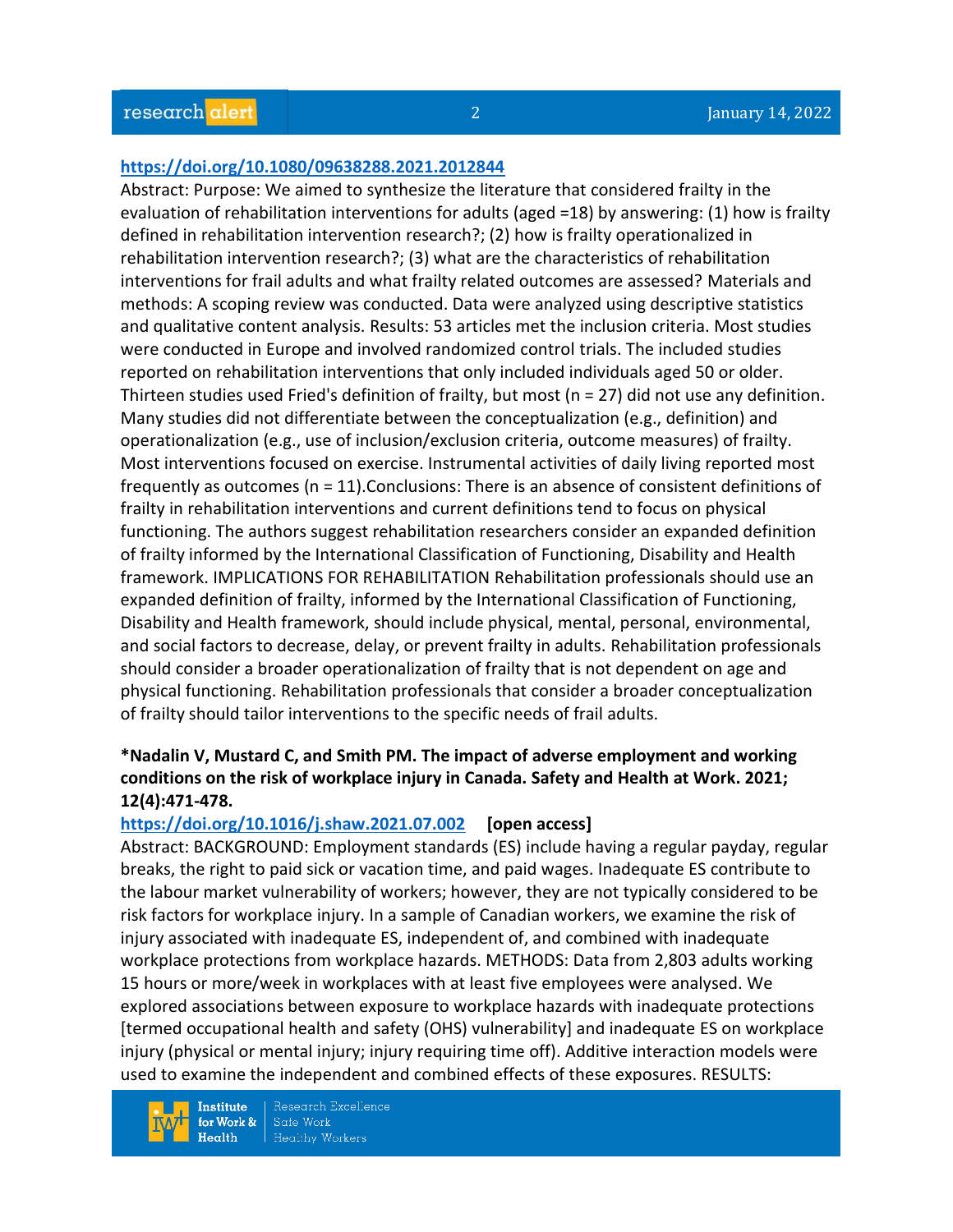https://doi.org/10.1080/09638288.2021.2012844

Abstract: Purpose: We aimed to synthesize the literature that considered frailty in the evaluation of rehabilitation interventions for adults (aged =18) by answering: (1) how is frailty defined in rehabilitation intervention research?; (2) how is frailty operationalized in rehabilitation intervention research?; (3) what are the characteristics of rehabilitation interventions for frail adults and what frailty related outcomes are assessed? Materials and methods: A scoping review was conducted. Data were analyzed using descriptive statistics and qualitative content analysis. Results: 53 articles met the inclusion criteria. Most studies were conducted in Europe and involved randomized control trials. The included studies reported on rehabilitation interventions that only included individuals aged 50 or older. Thirteen studies used Fried's definition of frailty, but most (n = 27) did not use any definition. Many studies did not differentiate between the conceptualization (e.g., definition) and operationalization (e.g., use of inclusion/exclusion criteria, outcome measures) of frailty. Most interventions focused on exercise. Instrumental activities of daily living reported most frequently as outcomes (n = 11).Conclusions: There is an absence of consistent definitions of frailty in rehabilitation interventions and current definitions tend to focus on physical functioning. The authors suggest rehabilitation researchers consider an expanded definition of frailty informed by the International Classification of Functioning, Disability and Health framework. IMPLICATIONS FOR REHABILITATION Rehabilitation professionals should use an expanded definition of frailty, informed by the International Classification of Functioning, Disability and Health framework, should include physical, mental, personal, environmental, and social factors to decrease, delay, or prevent frailty in adults. Rehabilitation professionals should consider a broader operationalization of frailty that is not dependent on age and physical functioning. Rehabilitation professionals that consider a broader conceptualization of frailty should tailor interventions to the specific needs of frail adults.

**\*Nadalin V, Mustard C, and Smith PM. The impact of adverse employment and working conditions on the risk of workplace injury in Canada. Safety and Health at Work. 2021; 12(4):471-478.**

https://doi.org/10.1016/j.shaw.2021.07.002 **[open access]**

Abstract: BACKGROUND: Employment standards (ES) include having a regular payday, regular breaks, the right to paid sick or vacation time, and paid wages. Inadequate ES contribute to the labour market vulnerability of workers; however, they are not typically considered to be risk factors for workplace injury. In a sample of Canadian workers, we examine the risk of injury associated with inadequate ES, independent of, and combined with inadequate workplace protections from workplace hazards. METHODS: Data from 2,803 adults working 15 hours or more/week in workplaces with at least five employees were analysed. We explored associations between exposure to workplace hazards with inadequate protections [termed occupational health and safety (OHS) vulnerability] and inadequate ES on workplace injury (physical or mental injury; injury requiring time off). Additive interaction models were used to examine the independent and combined effects of these exposures. RESULTS: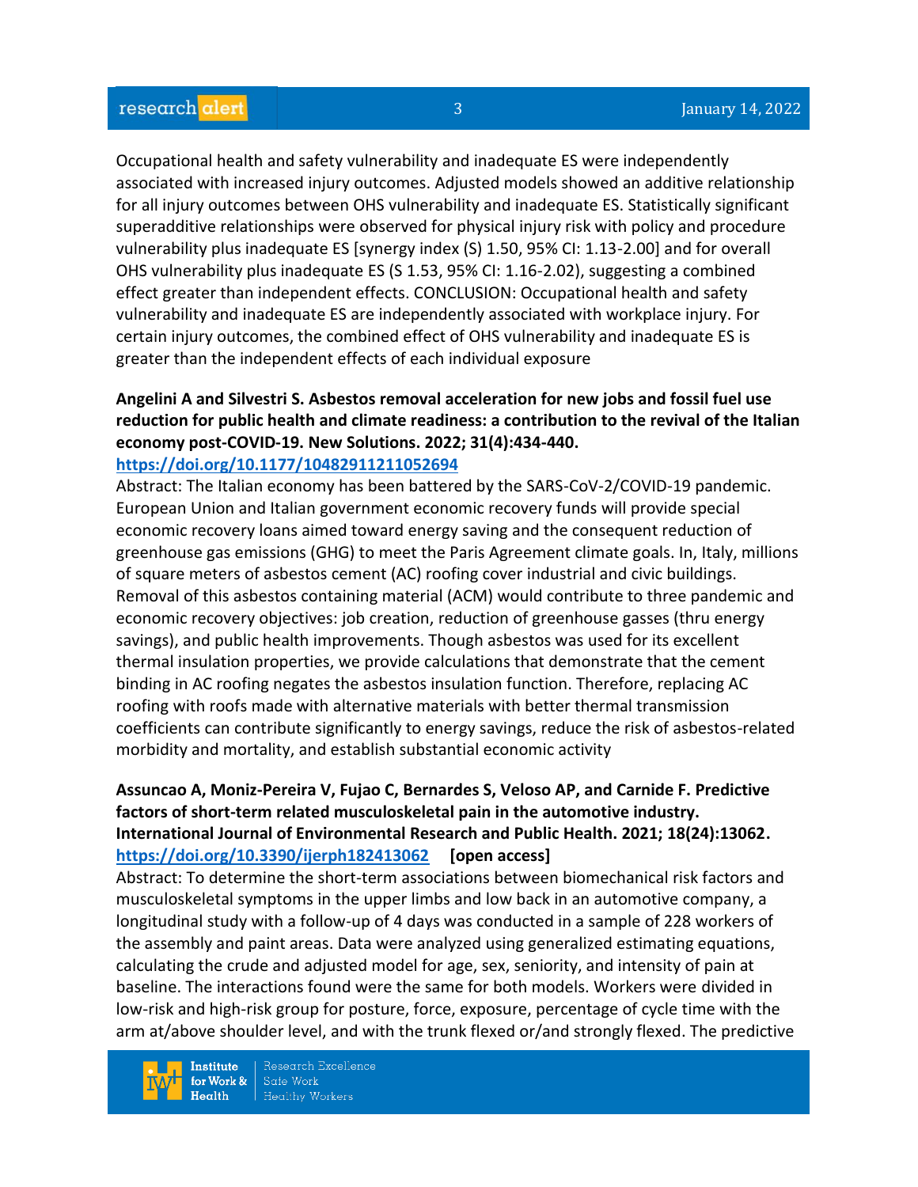Occupational health and safety vulnerability and inadequate ES were independently associated with increased injury outcomes. Adjusted models showed an additive relationship for all injury outcomes between OHS vulnerability and inadequate ES. Statistically significant superadditive relationships were observed for physical injury risk with policy and procedure vulnerability plus inadequate ES [synergy index (S) 1.50, 95% CI: 1.13-2.00] and for overall OHS vulnerability plus inadequate ES (S 1.53, 95% CI: 1.16-2.02), suggesting a combined effect greater than independent effects. CONCLUSION: Occupational health and safety vulnerability and inadequate ES are independently associated with workplace injury. For certain injury outcomes, the combined effect of OHS vulnerability and inadequate ES is greater than the independent effects of each individual exposure

**Angelini A and Silvestri S. Asbestos removal acceleration for new jobs and fossil fuel use reduction for public health and climate readiness: a contribution to the revival of the Italian economy post-COVID-19. New Solutions. 2022; 31(4):434-440.**
**https://doi.org/10.1177/10482911211052694**

Abstract: The Italian economy has been battered by the SARS-CoV-2/COVID-19 pandemic. European Union and Italian government economic recovery funds will provide special economic recovery loans aimed toward energy saving and the consequent reduction of greenhouse gas emissions (GHG) to meet the Paris Agreement climate goals. In, Italy, millions of square meters of asbestos cement (AC) roofing cover industrial and civic buildings. Removal of this asbestos containing material (ACM) would contribute to three pandemic and economic recovery objectives: job creation, reduction of greenhouse gasses (thru energy savings), and public health improvements. Though asbestos was used for its excellent thermal insulation properties, we provide calculations that demonstrate that the cement binding in AC roofing negates the asbestos insulation function. Therefore, replacing AC roofing with roofs made with alternative materials with better thermal transmission coefficients can contribute significantly to energy savings, reduce the risk of asbestos-related morbidity and mortality, and establish substantial economic activity

**Assuncao A, Moniz-Pereira V, Fujao C, Bernardes S, Veloso AP, and Carnide F. Predictive factors of short-term related musculoskeletal pain in the automotive industry. International Journal of Environmental Research and Public Health. 2021; 18(24):13062.**
**https://doi.org/10.3390/ijerph182413062** **[open access]**

Abstract: To determine the short-term associations between biomechanical risk factors and musculoskeletal symptoms in the upper limbs and low back in an automotive company, a longitudinal study with a follow-up of 4 days was conducted in a sample of 228 workers of the assembly and paint areas. Data were analyzed using generalized estimating equations, calculating the crude and adjusted model for age, sex, seniority, and intensity of pain at baseline. The interactions found were the same for both models. Workers were divided in low-risk and high-risk group for posture, force, exposure, percentage of cycle time with the arm at/above shoulder level, and with the trunk flexed or/and strongly flexed. The predictive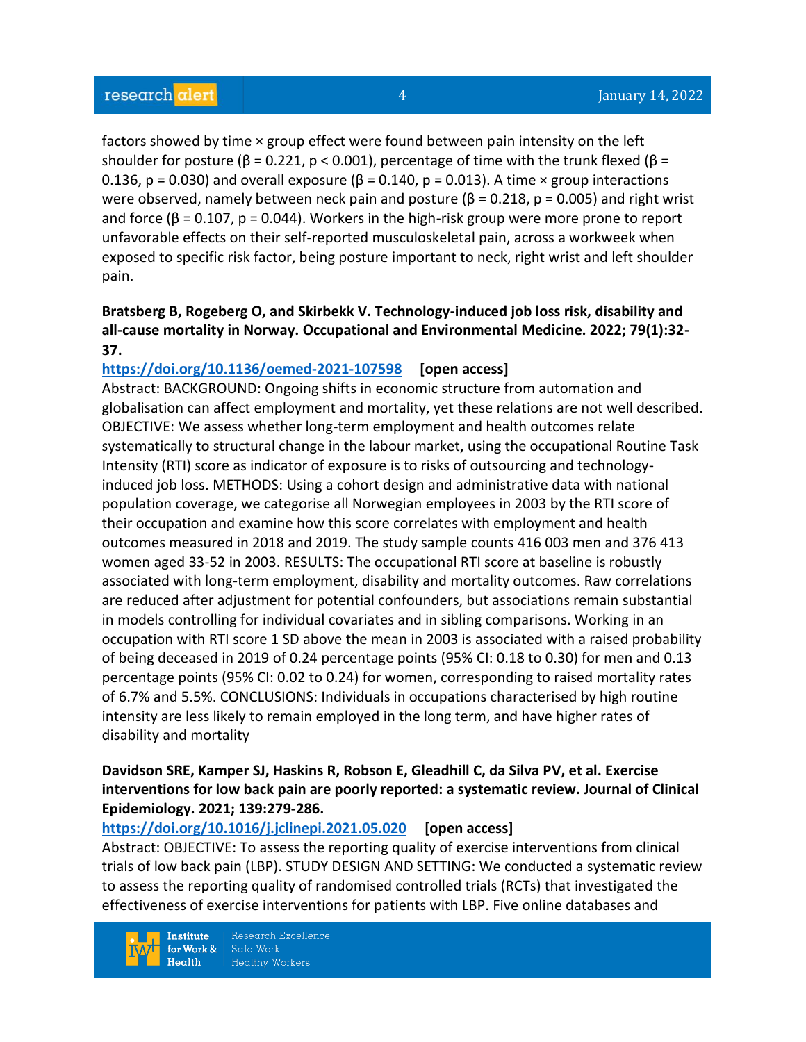factors showed by time × group effect were found between pain intensity on the left shoulder for posture ($\beta = 0.221$, $p < 0.001$), percentage of time with the trunk flexed ($\beta = 0.136$, $p = 0.030$) and overall exposure ($\beta = 0.140$, $p = 0.013$). A time × group interactions were observed, namely between neck pain and posture ($\beta = 0.218$, $p = 0.005$) and right wrist and force ($\beta = 0.107$, $p = 0.044$). Workers in the high-risk group were more prone to report unfavorable effects on their self-reported musculoskeletal pain, across a workweek when exposed to specific risk factor, being posture important to neck, right wrist and left shoulder pain.

**Bratsberg B, Rogeberg O, and Skirbekk V. Technology-induced job loss risk, disability and all-cause mortality in Norway. Occupational and Environmental Medicine. 2022; 79(1):32-37.**

**https://doi.org/10.1136/oemed-2021-107598 [open access]**

Abstract: BACKGROUND: Ongoing shifts in economic structure from automation and globalisation can affect employment and mortality, yet these relations are not well described. OBJECTIVE: We assess whether long-term employment and health outcomes relate systematically to structural change in the labour market, using the occupational Routine Task Intensity (RTI) score as indicator of exposure is to risks of outsourcing and technology-induced job loss. METHODS: Using a cohort design and administrative data with national population coverage, we categorise all Norwegian employees in 2003 by the RTI score of their occupation and examine how this score correlates with employment and health outcomes measured in 2018 and 2019. The study sample counts 416 003 men and 376 413 women aged 33-52 in 2003. RESULTS: The occupational RTI score at baseline is robustly associated with long-term employment, disability and mortality outcomes. Raw correlations are reduced after adjustment for potential confounders, but associations remain substantial in models controlling for individual covariates and in sibling comparisons. Working in an occupation with RTI score 1 SD above the mean in 2003 is associated with a raised probability of being deceased in 2019 of 0.24 percentage points (95% CI: 0.18 to 0.30) for men and 0.13 percentage points (95% CI: 0.02 to 0.24) for women, corresponding to raised mortality rates of 6.7% and 5.5%. CONCLUSIONS: Individuals in occupations characterised by high routine intensity are less likely to remain employed in the long term, and have higher rates of disability and mortality

**Davidson SRE, Kamper SJ, Haskins R, Robson E, Gleadhill C, da Silva PV, et al. Exercise interventions for low back pain are poorly reported: a systematic review. Journal of Clinical Epidemiology. 2021; 139:279-286.**

**https://doi.org/10.1016/j.jclinepi.2021.05.020 [open access]**

Abstract: OBJECTIVE: To assess the reporting quality of exercise interventions from clinical trials of low back pain (LBP). STUDY DESIGN AND SETTING: We conducted a systematic review to assess the reporting quality of randomised controlled trials (RCTs) that investigated the effectiveness of exercise interventions for patients with LBP. Five online databases and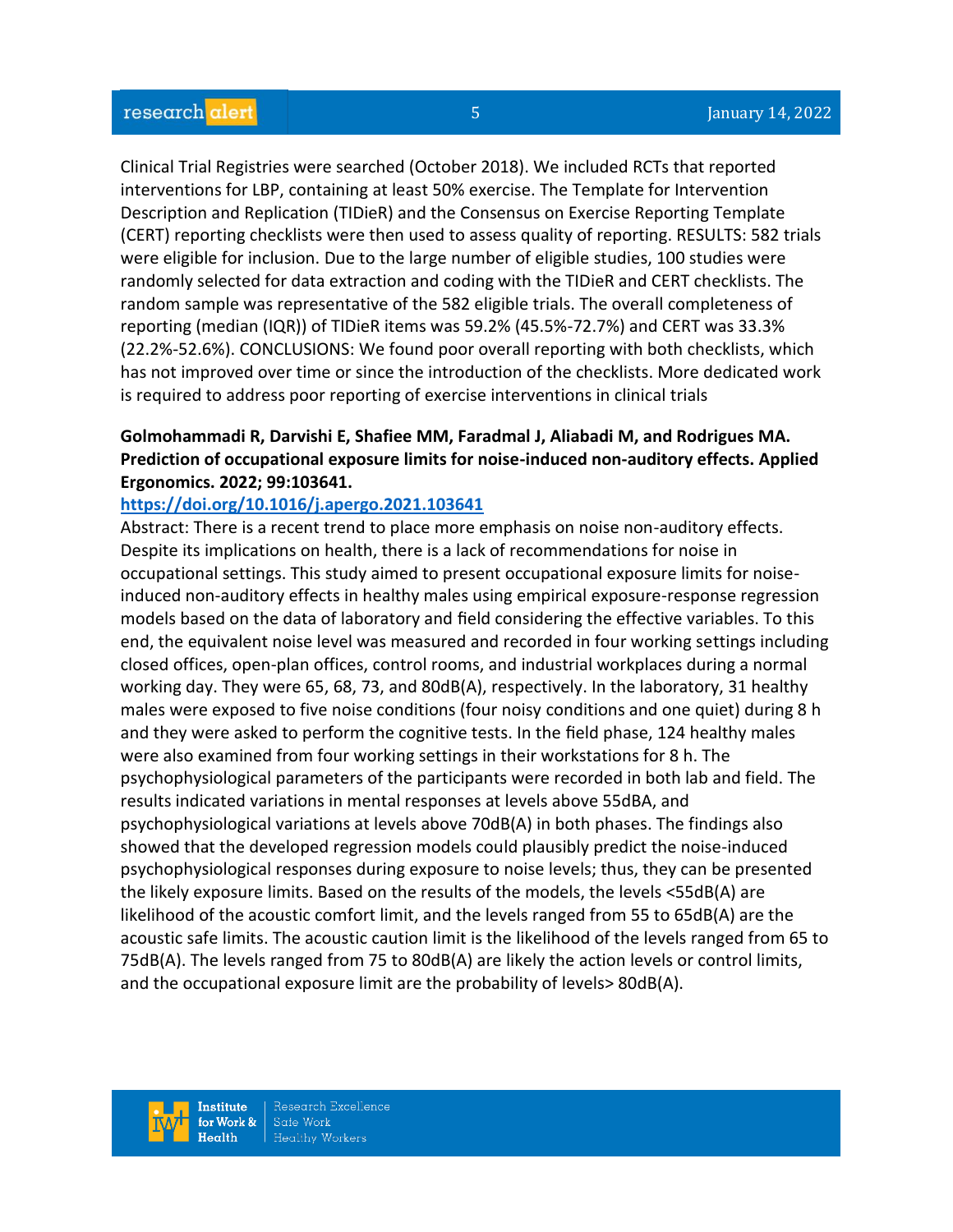Clinical Trial Registries were searched (October 2018). We included RCTs that reported interventions for LBP, containing at least 50% exercise. The Template for Intervention Description and Replication (TIDieR) and the Consensus on Exercise Reporting Template (CERT) reporting checklists were then used to assess quality of reporting. RESULTS: 582 trials were eligible for inclusion. Due to the large number of eligible studies, 100 studies were randomly selected for data extraction and coding with the TIDieR and CERT checklists. The random sample was representative of the 582 eligible trials. The overall completeness of reporting (median (IQR)) of TIDieR items was 59.2% (45.5%-72.7%) and CERT was 33.3% (22.2%-52.6%). CONCLUSIONS: We found poor overall reporting with both checklists, which has not improved over time or since the introduction of the checklists. More dedicated work is required to address poor reporting of exercise interventions in clinical trials

**Golmohammadi R, Darvishi E, Shafiee MM, Faradmal J, Aliabadi M, and Rodrigues MA. Prediction of occupational exposure limits for noise-induced non-auditory effects. Applied Ergonomics. 2022; 99:103641.**

https://doi.org/10.1016/j.apergo.2021.103641

Abstract: There is a recent trend to place more emphasis on noise non-auditory effects. Despite its implications on health, there is a lack of recommendations for noise in occupational settings. This study aimed to present occupational exposure limits for noise-induced non-auditory effects in healthy males using empirical exposure-response regression models based on the data of laboratory and field considering the effective variables. To this end, the equivalent noise level was measured and recorded in four working settings including closed offices, open-plan offices, control rooms, and industrial workplaces during a normal working day. They were 65, 68, 73, and 80dB(A), respectively. In the laboratory, 31 healthy males were exposed to five noise conditions (four noisy conditions and one quiet) during 8 h and they were asked to perform the cognitive tests. In the field phase, 124 healthy males were also examined from four working settings in their workstations for 8 h. The psychophysiological parameters of the participants were recorded in both lab and field. The results indicated variations in mental responses at levels above 55dBA, and psychophysiological variations at levels above 70dB(A) in both phases. The findings also showed that the developed regression models could plausibly predict the noise-induced psychophysiological responses during exposure to noise levels; thus, they can be presented the likely exposure limits. Based on the results of the models, the levels <55dB(A) are likelihood of the acoustic comfort limit, and the levels ranged from 55 to 65dB(A) are the acoustic safe limits. The acoustic caution limit is the likelihood of the levels ranged from 65 to 75dB(A). The levels ranged from 75 to 80dB(A) are likely the action levels or control limits, and the occupational exposure limit are the probability of levels> 80dB(A).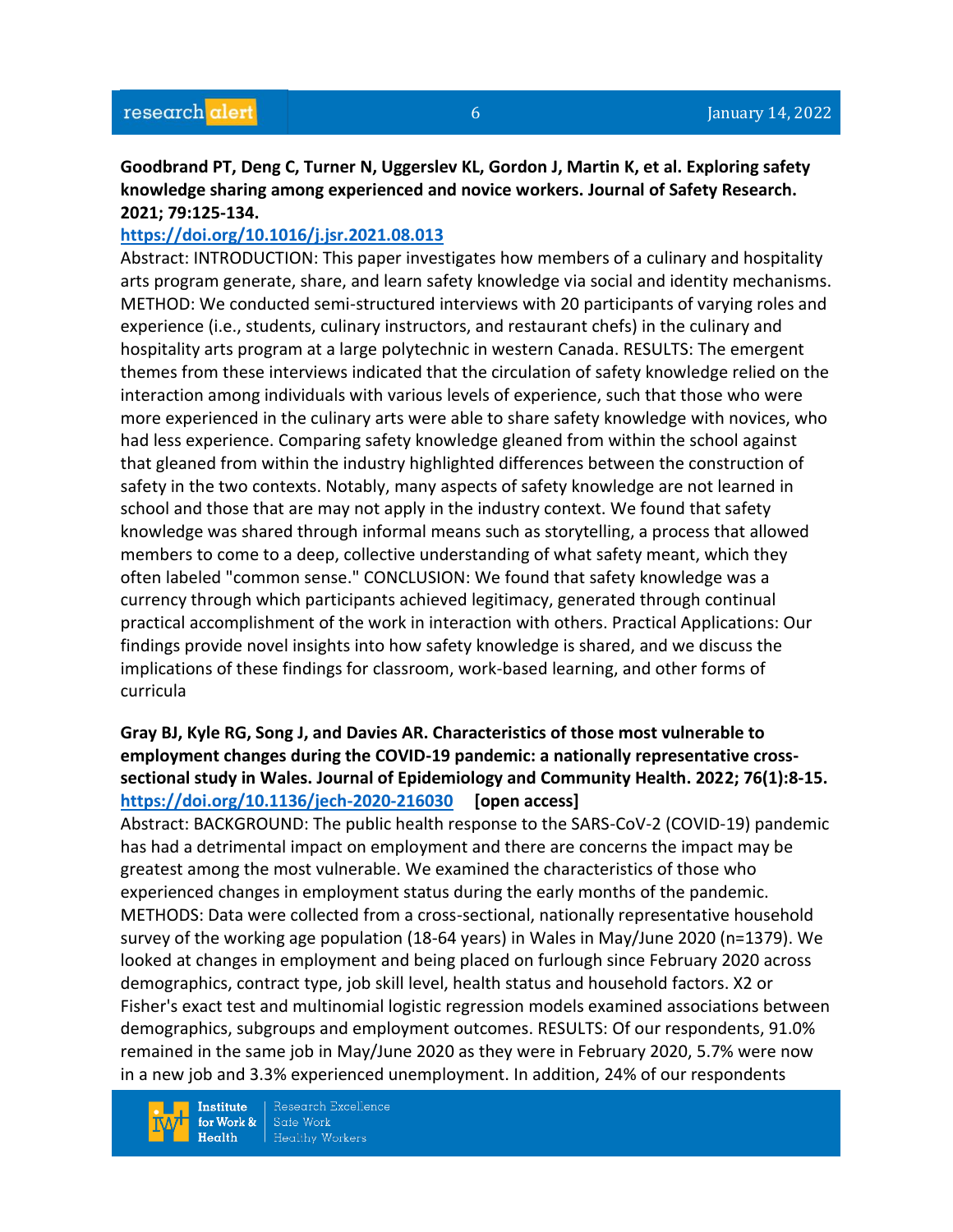**Goodbrand PT, Deng C, Turner N, Uggerslev KL, Gordon J, Martin K, et al. Exploring safety knowledge sharing among experienced and novice workers. Journal of Safety Research. 2021; 79:125-134.**
https://doi.org/10.1016/j.jsr.2021.08.013

Abstract: INTRODUCTION: This paper investigates how members of a culinary and hospitality arts program generate, share, and learn safety knowledge via social and identity mechanisms. METHOD: We conducted semi-structured interviews with 20 participants of varying roles and experience (i.e., students, culinary instructors, and restaurant chefs) in the culinary and hospitality arts program at a large polytechnic in western Canada. RESULTS: The emergent themes from these interviews indicated that the circulation of safety knowledge relied on the interaction among individuals with various levels of experience, such that those who were more experienced in the culinary arts were able to share safety knowledge with novices, who had less experience. Comparing safety knowledge gleaned from within the school against that gleaned from within the industry highlighted differences between the construction of safety in the two contexts. Notably, many aspects of safety knowledge are not learned in school and those that are may not apply in the industry context. We found that safety knowledge was shared through informal means such as storytelling, a process that allowed members to come to a deep, collective understanding of what safety meant, which they often labeled "common sense." CONCLUSION: We found that safety knowledge was a currency through which participants achieved legitimacy, generated through continual practical accomplishment of the work in interaction with others. Practical Applications: Our findings provide novel insights into how safety knowledge is shared, and we discuss the implications of these findings for classroom, work-based learning, and other forms of curricula

**Gray BJ, Kyle RG, Song J, and Davies AR. Characteristics of those most vulnerable to employment changes during the COVID-19 pandemic: a nationally representative cross-sectional study in Wales. Journal of Epidemiology and Community Health. 2022; 76(1):8-15.**
https://doi.org/10.1136/jech-2020-216030 **[open access]**

Abstract: BACKGROUND: The public health response to the SARS-CoV-2 (COVID-19) pandemic has had a detrimental impact on employment and there are concerns the impact may be greatest among the most vulnerable. We examined the characteristics of those who experienced changes in employment status during the early months of the pandemic. METHODS: Data were collected from a cross-sectional, nationally representative household survey of the working age population (18-64 years) in Wales in May/June 2020 (n=1379). We looked at changes in employment and being placed on furlough since February 2020 across demographics, contract type, job skill level, health status and household factors. X2 or Fisher's exact test and multinomial logistic regression models examined associations between demographics, subgroups and employment outcomes. RESULTS: Of our respondents, 91.0% remained in the same job in May/June 2020 as they were in February 2020, 5.7% were now in a new job and 3.3% experienced unemployment. In addition, 24% of our respondents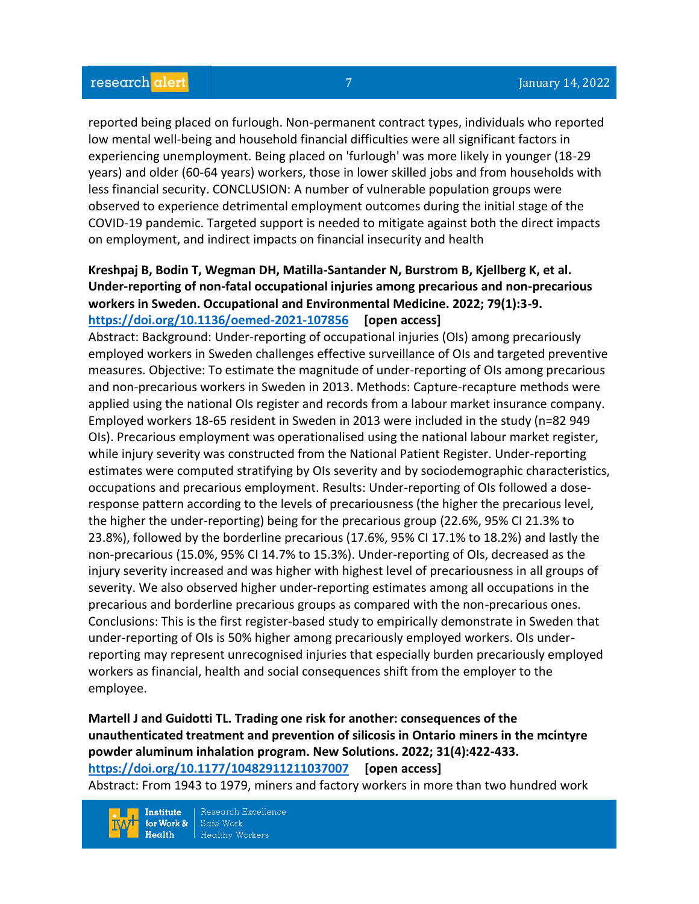reported being placed on furlough. Non-permanent contract types, individuals who reported low mental well-being and household financial difficulties were all significant factors in experiencing unemployment. Being placed on 'furlough' was more likely in younger (18-29 years) and older (60-64 years) workers, those in lower skilled jobs and from households with less financial security. CONCLUSION: A number of vulnerable population groups were observed to experience detrimental employment outcomes during the initial stage of the COVID-19 pandemic. Targeted support is needed to mitigate against both the direct impacts on employment, and indirect impacts on financial insecurity and health

**Kreshpaj B, Bodin T, Wegman DH, Matilla-Santander N, Burstrom B, Kjellberg K, et al. Under-reporting of non-fatal occupational injuries among precarious and non-precarious workers in Sweden. Occupational and Environmental Medicine. 2022; 79(1):3-9.**
**https://doi.org/10.1136/oemed-2021-107856 [open access]**
Abstract: Background: Under-reporting of occupational injuries (OIs) among precariously employed workers in Sweden challenges effective surveillance of OIs and targeted preventive measures. Objective: To estimate the magnitude of under-reporting of OIs among precarious and non-precarious workers in Sweden in 2013. Methods: Capture-recapture methods were applied using the national OIs register and records from a labour market insurance company. Employed workers 18-65 resident in Sweden in 2013 were included in the study (n=82 949 OIs). Precarious employment was operationalised using the national labour market register, while injury severity was constructed from the National Patient Register. Under-reporting estimates were computed stratifying by OIs severity and by sociodemographic characteristics, occupations and precarious employment. Results: Under-reporting of OIs followed a dose-response pattern according to the levels of precariousness (the higher the precarious level, the higher the under-reporting) being for the precarious group (22.6%, 95% CI 21.3% to 23.8%), followed by the borderline precarious (17.6%, 95% CI 17.1% to 18.2%) and lastly the non-precarious (15.0%, 95% CI 14.7% to 15.3%). Under-reporting of OIs, decreased as the injury severity increased and was higher with highest level of precariousness in all groups of severity. We also observed higher under-reporting estimates among all occupations in the precarious and borderline precarious groups as compared with the non-precarious ones. Conclusions: This is the first register-based study to empirically demonstrate in Sweden that under-reporting of OIs is 50% higher among precariously employed workers. OIs under-reporting may represent unrecognised injuries that especially burden precariously employed workers as financial, health and social consequences shift from the employer to the employee.

**Martell J and Guidotti TL. Trading one risk for another: consequences of the unauthenticated treatment and prevention of silicosis in Ontario miners in the mcintyre powder aluminum inhalation program. New Solutions. 2022; 31(4):422-433.**
**https://doi.org/10.1177/10482911211037007 [open access]**
Abstract: From 1943 to 1979, miners and factory workers in more than two hundred work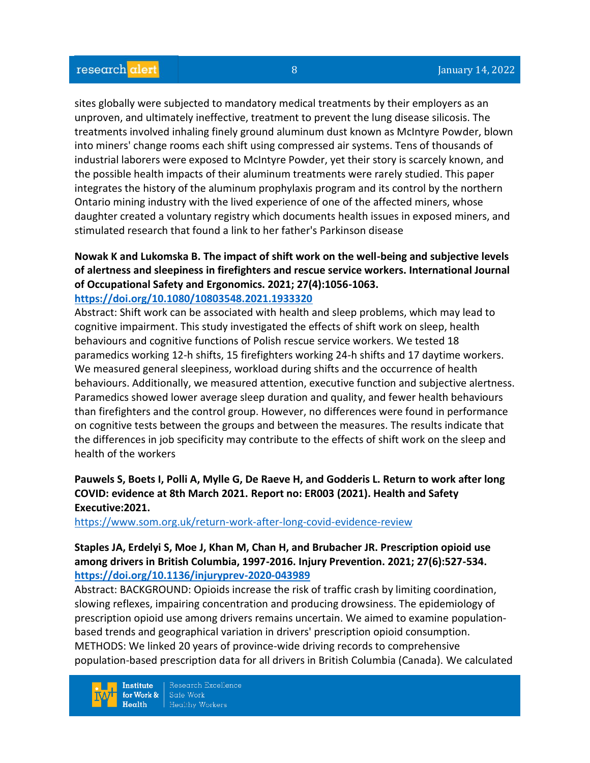sites globally were subjected to mandatory medical treatments by their employers as an unproven, and ultimately ineffective, treatment to prevent the lung disease silicosis. The treatments involved inhaling finely ground aluminum dust known as McIntyre Powder, blown into miners' change rooms each shift using compressed air systems. Tens of thousands of industrial laborers were exposed to McIntyre Powder, yet their story is scarcely known, and the possible health impacts of their aluminum treatments were rarely studied. This paper integrates the history of the aluminum prophylaxis program and its control by the northern Ontario mining industry with the lived experience of one of the affected miners, whose daughter created a voluntary registry which documents health issues in exposed miners, and stimulated research that found a link to her father's Parkinson disease

**Nowak K and Lukomska B. The impact of shift work on the well-being and subjective levels of alertness and sleepiness in firefighters and rescue service workers. International Journal of Occupational Safety and Ergonomics. 2021; 27(4):1056-1063.**
**https://doi.org/10.1080/10803548.2021.1933320**
Abstract: Shift work can be associated with health and sleep problems, which may lead to cognitive impairment. This study investigated the effects of shift work on sleep, health behaviours and cognitive functions of Polish rescue service workers. We tested 18 paramedics working 12-h shifts, 15 firefighters working 24-h shifts and 17 daytime workers. We measured general sleepiness, workload during shifts and the occurrence of health behaviours. Additionally, we measured attention, executive function and subjective alertness. Paramedics showed lower average sleep duration and quality, and fewer health behaviours than firefighters and the control group. However, no differences were found in performance on cognitive tests between the groups and between the measures. The results indicate that the differences in job specificity may contribute to the effects of shift work on the sleep and health of the workers

**Pauwels S, Boets I, Polli A, Mylle G, De Raeve H, and Godderis L. Return to work after long COVID: evidence at 8th March 2021. Report no: ER003 (2021). Health and Safety Executive:2021.**
https://www.som.org.uk/return-work-after-long-covid-evidence-review

**Staples JA, Erdelyi S, Moe J, Khan M, Chan H, and Brubacher JR. Prescription opioid use among drivers in British Columbia, 1997-2016. Injury Prevention. 2021; 27(6):527-534.**
**https://doi.org/10.1136/injuryprev-2020-043989**
Abstract: BACKGROUND: Opioids increase the risk of traffic crash by limiting coordination, slowing reflexes, impairing concentration and producing drowsiness. The epidemiology of prescription opioid use among drivers remains uncertain. We aimed to examine population-based trends and geographical variation in drivers' prescription opioid consumption. METHODS: We linked 20 years of province-wide driving records to comprehensive population-based prescription data for all drivers in British Columbia (Canada). We calculated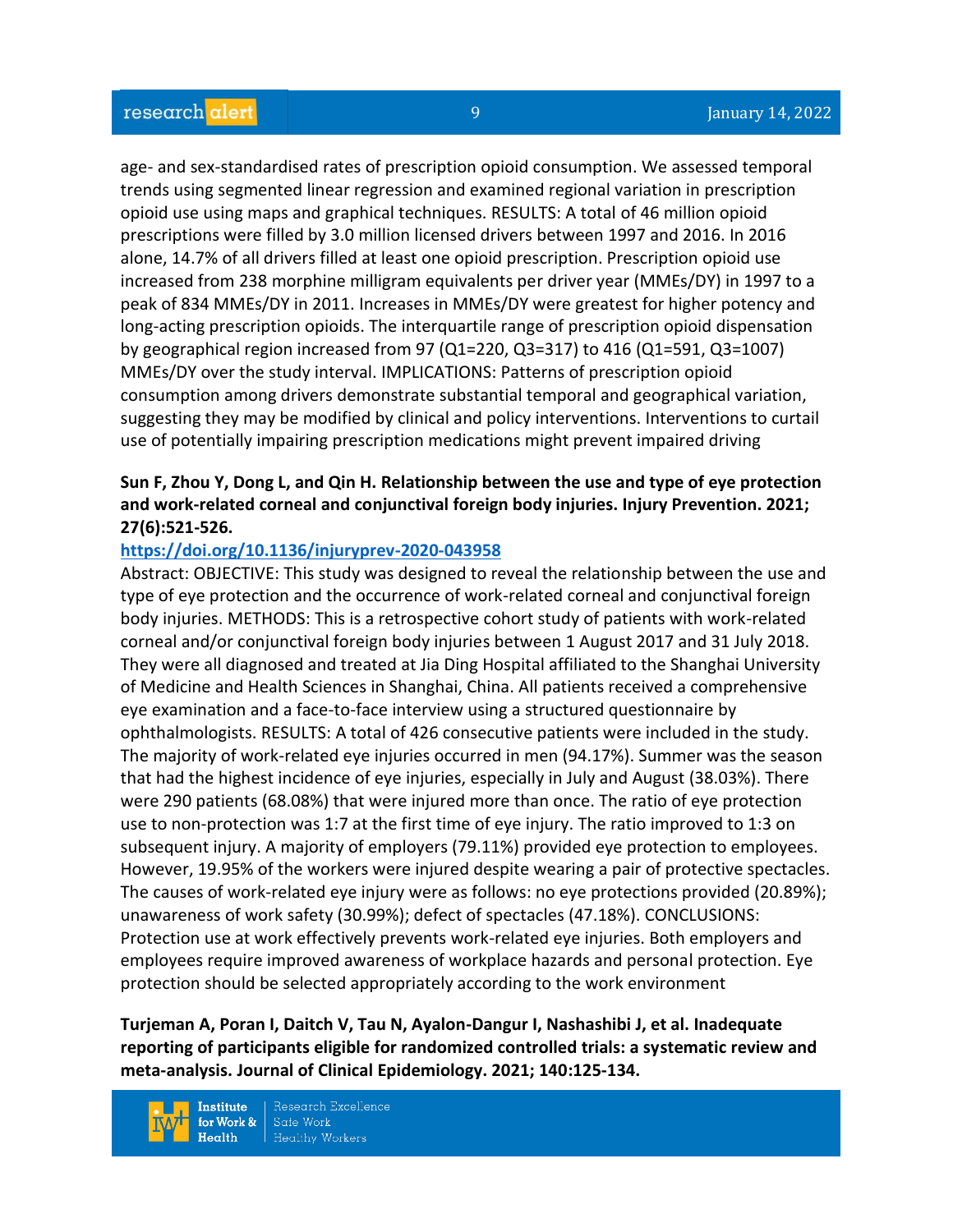age- and sex-standardised rates of prescription opioid consumption. We assessed temporal trends using segmented linear regression and examined regional variation in prescription opioid use using maps and graphical techniques. RESULTS: A total of 46 million opioid prescriptions were filled by 3.0 million licensed drivers between 1997 and 2016. In 2016 alone, 14.7% of all drivers filled at least one opioid prescription. Prescription opioid use increased from 238 morphine milligram equivalents per driver year (MMEs/DY) in 1997 to a peak of 834 MMEs/DY in 2011. Increases in MMEs/DY were greatest for higher potency and long-acting prescription opioids. The interquartile range of prescription opioid dispensation by geographical region increased from 97 (Q1=220, Q3=317) to 416 (Q1=591, Q3=1007) MMEs/DY over the study interval. IMPLICATIONS: Patterns of prescription opioid consumption among drivers demonstrate substantial temporal and geographical variation, suggesting they may be modified by clinical and policy interventions. Interventions to curtail use of potentially impairing prescription medications might prevent impaired driving

**Sun F, Zhou Y, Dong L, and Qin H. Relationship between the use and type of eye protection and work-related corneal and conjunctival foreign body injuries. Injury Prevention. 2021; 27(6):521-526.**

https://doi.org/10.1136/injuryprev-2020-043958

Abstract: OBJECTIVE: This study was designed to reveal the relationship between the use and type of eye protection and the occurrence of work-related corneal and conjunctival foreign body injuries. METHODS: This is a retrospective cohort study of patients with work-related corneal and/or conjunctival foreign body injuries between 1 August 2017 and 31 July 2018. They were all diagnosed and treated at Jia Ding Hospital affiliated to the Shanghai University of Medicine and Health Sciences in Shanghai, China. All patients received a comprehensive eye examination and a face-to-face interview using a structured questionnaire by ophthalmologists. RESULTS: A total of 426 consecutive patients were included in the study. The majority of work-related eye injuries occurred in men (94.17%). Summer was the season that had the highest incidence of eye injuries, especially in July and August (38.03%). There were 290 patients (68.08%) that were injured more than once. The ratio of eye protection use to non-protection was 1:7 at the first time of eye injury. The ratio improved to 1:3 on subsequent injury. A majority of employers (79.11%) provided eye protection to employees. However, 19.95% of the workers were injured despite wearing a pair of protective spectacles. The causes of work-related eye injury were as follows: no eye protections provided (20.89%); unawareness of work safety (30.99%); defect of spectacles (47.18%). CONCLUSIONS: Protection use at work effectively prevents work-related eye injuries. Both employers and employees require improved awareness of workplace hazards and personal protection. Eye protection should be selected appropriately according to the work environment

**Turjeman A, Poran I, Daitch V, Tau N, Ayalon-Dangur I, Nashashibi J, et al. Inadequate reporting of participants eligible for randomized controlled trials: a systematic review and meta-analysis. Journal of Clinical Epidemiology. 2021; 140:125-134.**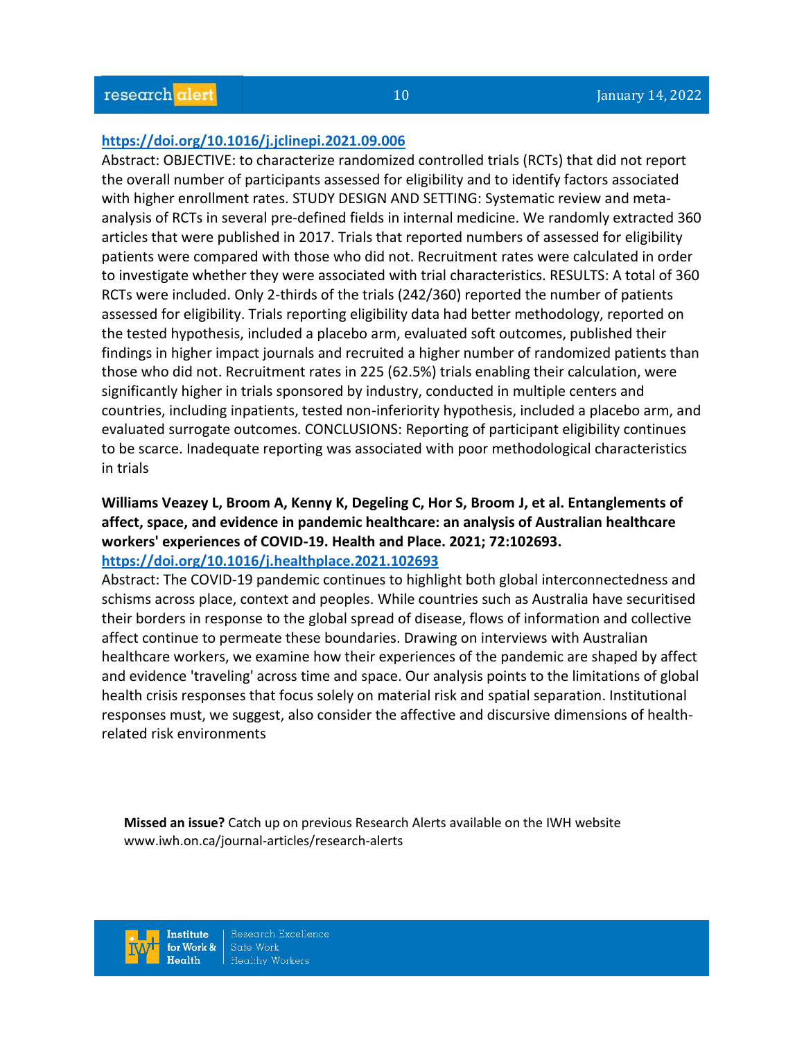https://doi.org/10.1016/j.jclinepi.2021.09.006

Abstract: OBJECTIVE: to characterize randomized controlled trials (RCTs) that did not report the overall number of participants assessed for eligibility and to identify factors associated with higher enrollment rates. STUDY DESIGN AND SETTING: Systematic review and meta-analysis of RCTs in several pre-defined fields in internal medicine. We randomly extracted 360 articles that were published in 2017. Trials that reported numbers of assessed for eligibility patients were compared with those who did not. Recruitment rates were calculated in order to investigate whether they were associated with trial characteristics. RESULTS: A total of 360 RCTs were included. Only 2-thirds of the trials (242/360) reported the number of patients assessed for eligibility. Trials reporting eligibility data had better methodology, reported on the tested hypothesis, included a placebo arm, evaluated soft outcomes, published their findings in higher impact journals and recruited a higher number of randomized patients than those who did not. Recruitment rates in 225 (62.5%) trials enabling their calculation, were significantly higher in trials sponsored by industry, conducted in multiple centers and countries, including inpatients, tested non-inferiority hypothesis, included a placebo arm, and evaluated surrogate outcomes. CONCLUSIONS: Reporting of participant eligibility continues to be scarce. Inadequate reporting was associated with poor methodological characteristics in trials

**Williams Veazey L, Broom A, Kenny K, Degeling C, Hor S, Broom J, et al. Entanglements of affect, space, and evidence in pandemic healthcare: an analysis of Australian healthcare workers' experiences of COVID-19. Health and Place. 2021; 72:102693.**
https://doi.org/10.1016/j.healthplace.2021.102693

Abstract: The COVID-19 pandemic continues to highlight both global interconnectedness and schisms across place, context and peoples. While countries such as Australia have securitised their borders in response to the global spread of disease, flows of information and collective affect continue to permeate these boundaries. Drawing on interviews with Australian healthcare workers, we examine how their experiences of the pandemic are shaped by affect and evidence 'traveling' across time and space. Our analysis points to the limitations of global health crisis responses that focus solely on material risk and spatial separation. Institutional responses must, we suggest, also consider the affective and discursive dimensions of health-related risk environments

**Missed an issue?** Catch up on previous Research Alerts available on the IWH website www.iwh.on.ca/journal-articles/research-alerts